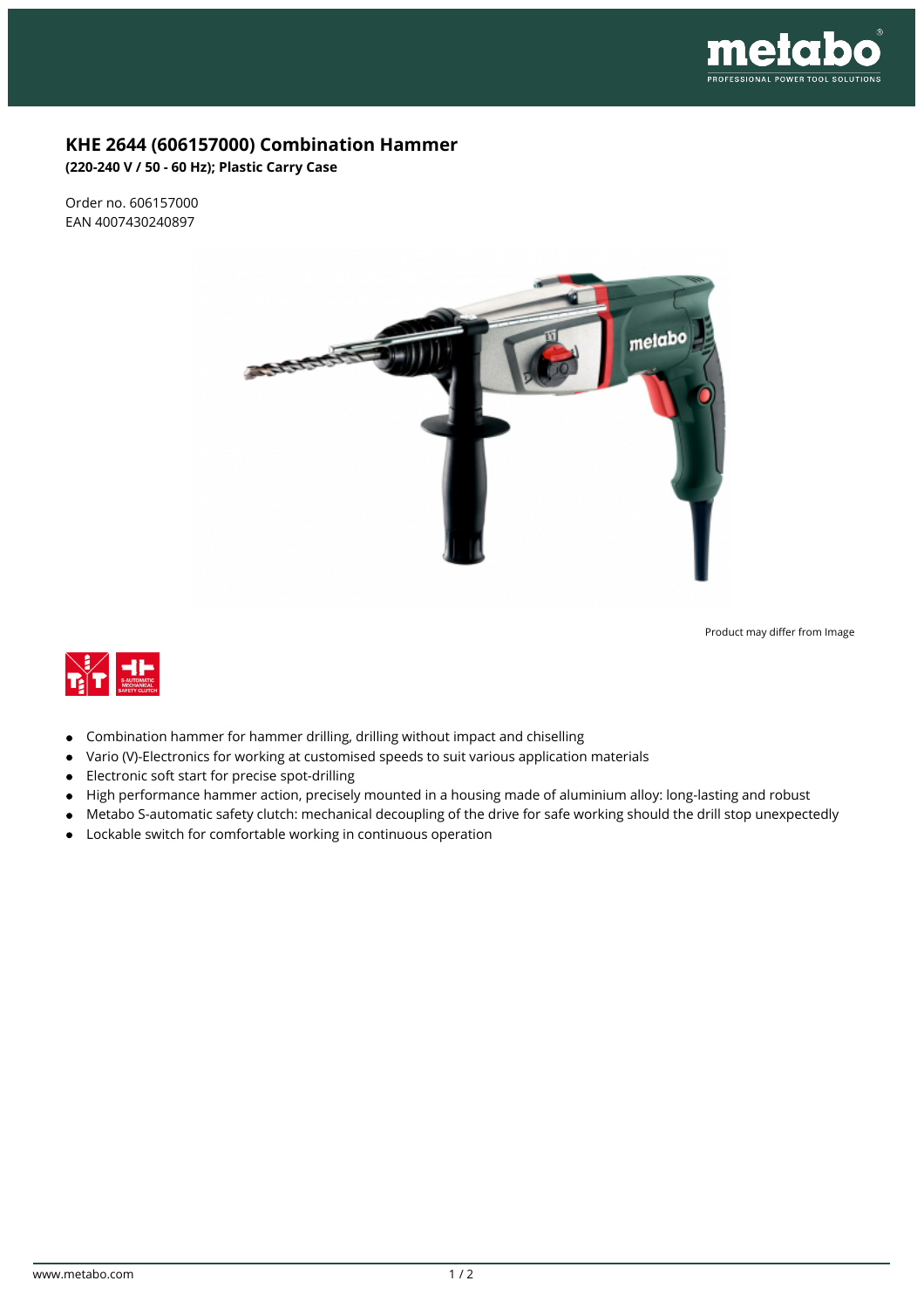# KHE 2644 (606157000) Combination Hammer

**(220-240 V / 50 - 60 Hz); Plastic Carry Case**

Order no. 606157000
EAN 4007430240897

Product may differ from Image

- Combination hammer for hammer drilling, drilling without impact and chiselling
- Vario (V)-Electronics for working at customised speeds to suit various application materials
- Electronic soft start for precise spot-drilling
- High performance hammer action, precisely mounted in a housing made of aluminium alloy: long-lasting and robust
- Metabo S-automatic safety clutch: mechanical decoupling of the drive for safe working should the drill stop unexpectedly
- Lockable switch for comfortable working in continuous operation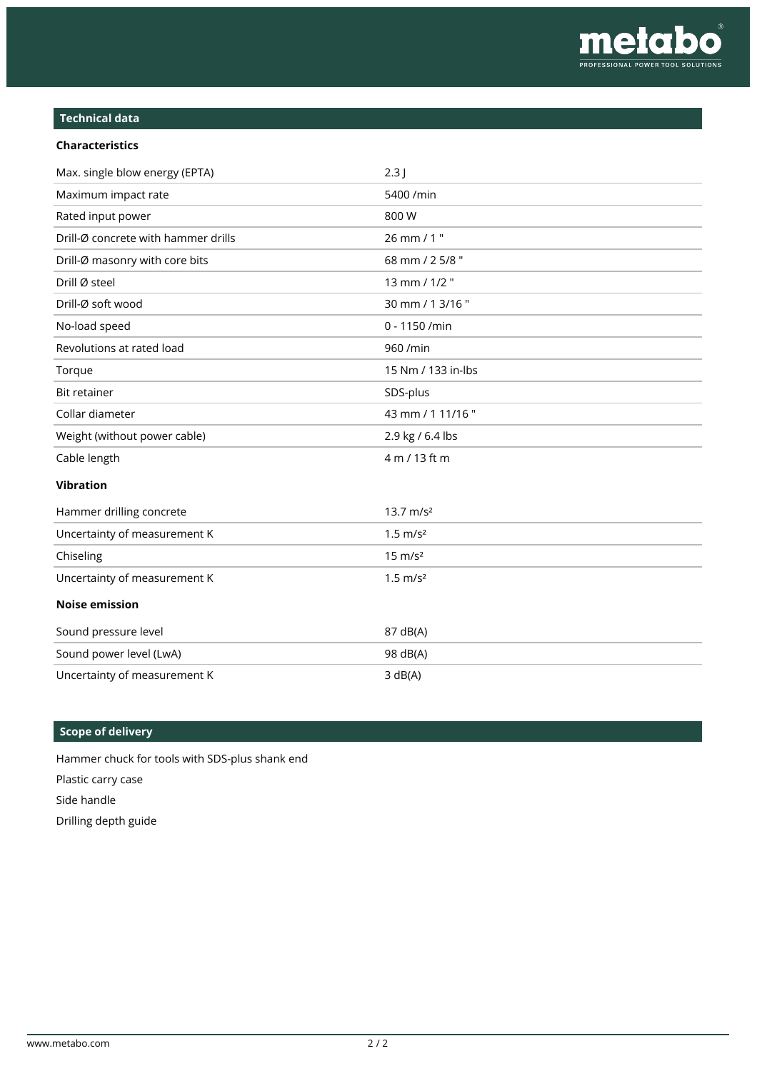## Technical data

### Characteristics

| | |
|---|---|
| Max. single blow energy (EPTA) | 2.3 J |
| Maximum impact rate | 5400 /min |
| Rated input power | 800 W |
| Drill-Ø concrete with hammer drills | 26 mm / 1 " |
| Drill-Ø masonry with core bits | 68 mm / 2 5/8 " |
| Drill Ø steel | 13 mm / 1/2 " |
| Drill-Ø soft wood | 30 mm / 1 3/16 " |
| No-load speed | 0 - 1150 /min |
| Revolutions at rated load | 960 /min |
| Torque | 15 Nm / 133 in-lbs |
| Bit retainer | SDS-plus |
| Collar diameter | 43 mm / 1 11/16 " |
| Weight (without power cable) | 2.9 kg / 6.4 lbs |
| Cable length | 4 m / 13 ft m |

### Vibration

| | |
|---|---|
| Hammer drilling concrete | 13.7 m/s² |
| Uncertainty of measurement K | 1.5 m/s² |
| Chiseling | 15 m/s² |
| Uncertainty of measurement K | 1.5 m/s² |

### Noise emission

| | |
|---|---|
| Sound pressure level | 87 dB(A) |
| Sound power level (LwA) | 98 dB(A) |
| Uncertainty of measurement K | 3 dB(A) |

## Scope of delivery

Hammer chuck for tools with SDS-plus shank end

Plastic carry case

Side handle

Drilling depth guide